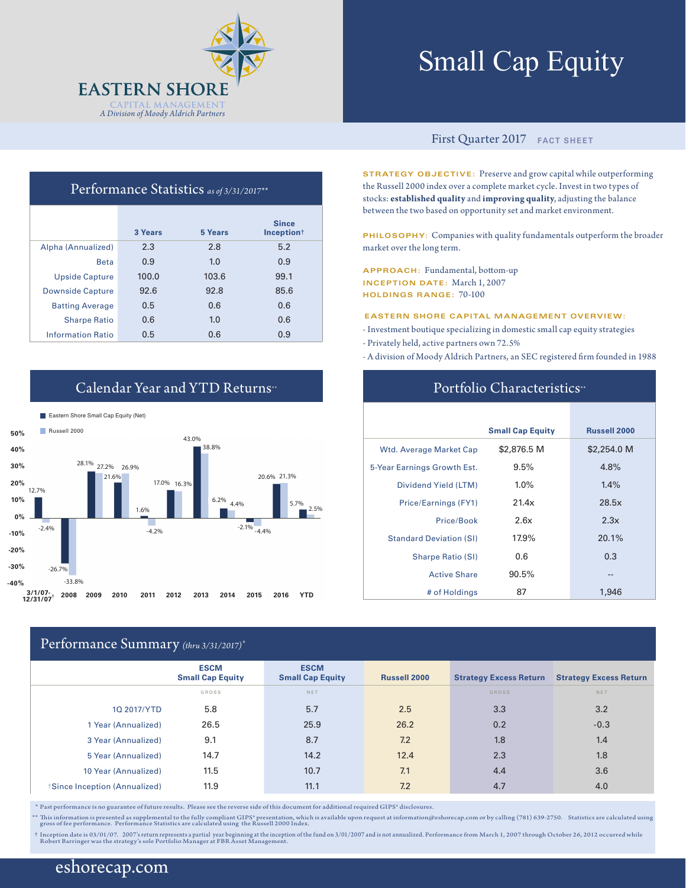# Small Cap Equity

EASTERN SHORE
CAPITAL MANAGEMENT
*A Division of Moody Aldrich Partners*

First Quarter 2017 **FACT SHEET**

**STRATEGY OBJECTIVE:** Preserve and grow capital while outperforming the Russell 2000 index over a complete market cycle. Invest in two types of stocks: **established quality** and **improving quality**, adjusting the balance between the two based on opportunity set and market environment.

**PHILOSOPHY:** Companies with quality fundamentals outperform the broader market over the long term.

**APPROACH:** Fundamental, bottom-up
**INCEPTION DATE:** March 1, 2007
**HOLDINGS RANGE:** 70-100

**EASTERN SHORE CAPITAL MANAGEMENT OVERVIEW:**

- Investment boutique specializing in domestic small cap equity strategies
- Privately held, active partners own 72.5%
- A division of Moody Aldrich Partners, an SEC registered firm founded in 1988

## Performance Statistics *as of 3/31/2017\*\**

| | 3 Years | 5 Years | Since Inception† |
|---|---|---|---|
| Alpha (Annualized) | 2.3 | 2.8 | 5.2 |
| Beta | 0.9 | 1.0 | 0.9 |
| Upside Capture | 100.0 | 103.6 | 99.1 |
| Downside Capture | 92.6 | 92.8 | 85.6 |
| Batting Average | 0.5 | 0.6 | 0.6 |
| Sharpe Ratio | 0.6 | 1.0 | 0.6 |
| Information Ratio | 0.5 | 0.6 | 0.9 |

## Calendar Year and YTD Returns\*\*

Eastern Shore Small Cap Equity (Net)
Russell 2000

50%
40%
30%
20%
10%
0%
-10%
-20%
-30%
-40%

3/1/07-12/31/07†: 12.7% / -2.4%
2008: -26.7% / -33.8%
2009: 28.1% / 27.2%
2010: 21.6% / 26.9%
2011: 1.6% / -4.2%
2012: 17.0% / 16.3%
2013: 43.0% / 38.8%
2014: 6.2% / 4.4%
2015: -2.1% / -4.4%
2016: 20.6% / 21.3%
YTD: 5.7% / 2.5%

## Portfolio Characteristics\*\*

| | Small Cap Equity | Russell 2000 |
|---|---|---|
| Wtd. Average Market Cap | $2,876.5 M | $2,254.0 M |
| 5-Year Earnings Growth Est. | 9.5% | 4.8% |
| Dividend Yield (LTM) | 1.0% | 1.4% |
| Price/Earnings (FY1) | 21.4x | 28.5x |
| Price/Book | 2.6x | 2.3x |
| Standard Deviation (SI) | 17.9% | 20.1% |
| Sharpe Ratio (SI) | 0.6 | 0.3 |
| Active Share | 90.5% | -- |
| # of Holdings | 87 | 1,946 |

## Performance Summary *(thru 3/31/2017)\**

| | ESCM Small Cap Equity | ESCM Small Cap Equity | Russell 2000 | Strategy Excess Return | Strategy Excess Return |
|---|---|---|---|---|---|
| | GROSS | NET | | GROSS | NET |
| 1Q 2017/YTD | 5.8 | 5.7 | 2.5 | 3.3 | 3.2 |
| 1 Year (Annualized) | 26.5 | 25.9 | 26.2 | 0.2 | -0.3 |
| 3 Year (Annualized) | 9.1 | 8.7 | 7.2 | 1.8 | 1.4 |
| 5 Year (Annualized) | 14.7 | 14.2 | 12.4 | 2.3 | 1.8 |
| 10 Year (Annualized) | 11.5 | 10.7 | 7.1 | 4.4 | 3.6 |
| †Since Inception (Annualized) | 11.9 | 11.1 | 7.2 | 4.7 | 4.0 |

\* Past performance is no guarantee of future results. Please see the reverse side of this document for additional required GIPS® disclosures.

\*\* This information is presented as supplemental to the fully compliant GIPS® presentation, which is available upon request at information@eshorecap.com or by calling (781) 639-2750. Statistics are calculated using gross of fee performance. Performance Statistics are calculated using the Russell 2000 Index.

† Inception date is 03/01/07. 2007's return represents a partial year beginning at the inception of the fund on 3/01/2007 and is not annualized. Performance from March 1, 2007 through October 26, 2012 occurred while Robert Barringer was the strategy's sole Portfolio Manager at FBR Asset Management.

eshorecap.com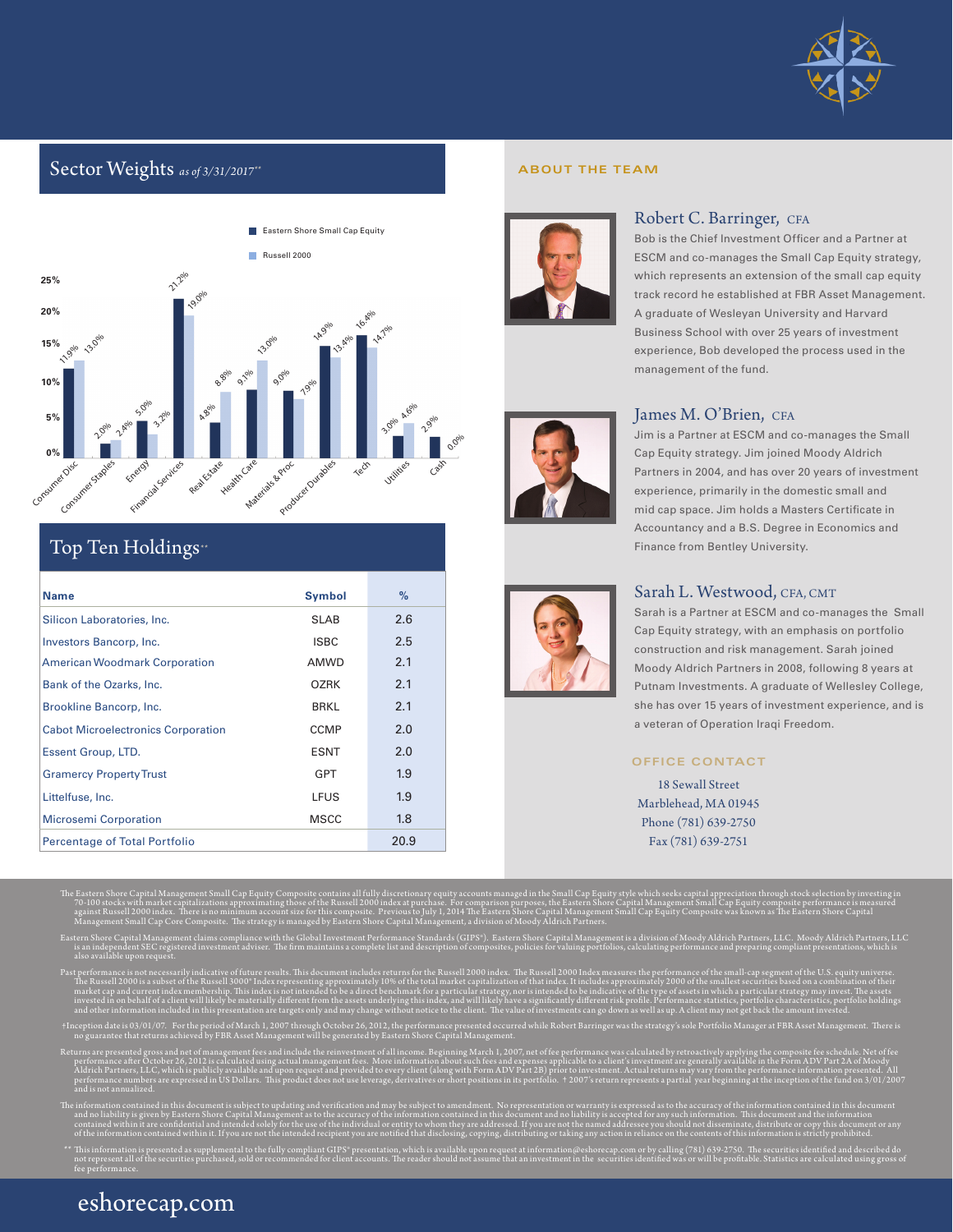## Sector Weights *as of 3/31/2017***

Eastern Shore Small Cap Equity
Russell 2000

25%
20%
15%
10%
5%
0%

Consumer Disc: 11.9%, 13.0%
Consumer Staples: 2.0%, 2.4%
Energy: 5.0%, 3.2%
Financial Services: 21.2%, 19.0%
Real Estate: 4.8%, 8.8%
Health Care: 9.1%, 13.0%
Materials & Proc: 9.0%, 7.9%
Producer Durables: 14.9%, 13.4%
Tech: 16.4%, 14.7%
Utilities: 3.0%, 4.6%
Cash: 2.9%, 0.0%

## Top Ten Holdings**

| Name | Symbol | % |
|---|---|---|
| Silicon Laboratories, Inc. | SLAB | 2.6 |
| Investors Bancorp, Inc. | ISBC | 2.5 |
| American Woodmark Corporation | AMWD | 2.1 |
| Bank of the Ozarks, Inc. | OZRK | 2.1 |
| Brookline Bancorp, Inc. | BRKL | 2.1 |
| Cabot Microelectronics Corporation | CCMP | 2.0 |
| Essent Group, LTD. | ESNT | 2.0 |
| Gramercy Property Trust | GPT | 1.9 |
| Littelfuse, Inc. | LFUS | 1.9 |
| Microsemi Corporation | MSCC | 1.8 |
| Percentage of Total Portfolio | | 20.9 |

## ABOUT THE TEAM

### Robert C. Barringer, CFA

Bob is the Chief Investment Officer and a Partner at ESCM and co-manages the Small Cap Equity strategy, which represents an extension of the small cap equity track record he established at FBR Asset Management. A graduate of Wesleyan University and Harvard Business School with over 25 years of investment experience, Bob developed the process used in the management of the fund.

### James M. O'Brien, CFA

Jim is a Partner at ESCM and co-manages the Small Cap Equity strategy. Jim joined Moody Aldrich Partners in 2004, and has over 20 years of investment experience, primarily in the domestic small and mid cap space. Jim holds a Masters Certificate in Accountancy and a B.S. Degree in Economics and Finance from Bentley University.

### Sarah L. Westwood, CFA, CMT

Sarah is a Partner at ESCM and co-manages the Small Cap Equity strategy, with an emphasis on portfolio construction and risk management. Sarah joined Moody Aldrich Partners in 2008, following 8 years at Putnam Investments. A graduate of Wellesley College, she has over 15 years of investment experience, and is a veteran of Operation Iraqi Freedom.

## OFFICE CONTACT

18 Sewall Street
Marblehead, MA 01945
Phone (781) 639-2750
Fax (781) 639-2751

The Eastern Shore Capital Management Small Cap Equity Composite contains all fully discretionary equity accounts managed in the Small Cap Equity style which seeks capital appreciation through stock selection by investing in 70-100 stocks with market capitalizations approximating those of the Russell 2000 index at purchase. For comparison purposes, the Eastern Shore Capital Management Small Cap Equity composite performance is measured against Russell 2000 index. There is no minimum account size for this composite. Previous to July 1, 2014 The Eastern Shore Capital Management Small Cap Equity Composite was known as The Eastern Shore Capital Management Small Cap Core Composite. The strategy is managed by Eastern Shore Capital Management, a division of Moody Aldrich Partners.

Eastern Shore Capital Management claims compliance with the Global Investment Performance Standards (GIPS®). Eastern Shore Capital Management is a division of Moody Aldrich Partners, LLC. Moody Aldrich Partners, LLC is an independent SEC registered investment adviser. The firm maintains a complete list and description of composites, policies for valuing portfolios, calculating performance and preparing compliant presentations, which is also available upon request.

Past performance is not necessarily indicative of future results. This document includes returns for the Russell 2000 index. The Russell 2000 Index measures the performance of the small-cap segment of the U.S. equity universe. The Russell 2000 is a subset of the Russell 3000® Index representing approximately 10% of the total market capitalization of that index. It includes approximately 2000 of the smallest securities based on a combination of their market cap and current index membership. This index is not intended to be a direct benchmark for a particular strategy, nor is intended to be indicative of the type of assets in which a particular strategy may invest. The assets invested in on behalf of a client will likely be materially different from the assets underlying this index, and will likely have a significantly different risk profile. Performance statistics, portfolio characteristics, portfolio holdings and other information included in this presentation are targets only and may change without notice to the client. The value of investments can go down as well as up. A client may not get back the amount invested.

†Inception date is 03/01/07. For the period of March 1, 2007 through October 26, 2012, the performance presented occurred while Robert Barringer was the strategy's sole Portfolio Manager at FBR Asset Management. There is no guarantee that returns achieved by FBR Asset Management will be generated by Eastern Shore Capital Management.

Returns are presented gross and net of management fees and include the reinvestment of all income. Beginning March 1, 2007, net of fee performance was calculated by retroactively applying the composite fee schedule. Net of fee performance after October 26, 2012 is calculated using actual management fees. More information about such fees and expenses applicable to a client's investment are generally available in the Form ADV Part 2A of Moody Aldrich Partners, LLC, which is publicly available and upon request and provided to every client (along with Form ADV Part 2B) prior to investment. Actual returns may vary from the performance information presented. All performance numbers are expressed in US Dollars. This product does not use leverage, derivatives or short positions in its portfolio. † 2007's return represents a partial year beginning at the inception of the fund on 3/01/2007 and is not annualized.

The information contained in this document is subject to updating and verification and may be subject to amendment. No representation or warranty is expressed as to the accuracy of the information contained in this document and no liability is given by Eastern Shore Capital Management as to the accuracy of the information contained in this document and no liability is accepted for any such information. This document and the information contained within it are confidential and intended solely for the use of the individual or entity to whom they are addressed. If you are not the named addressee you should not disseminate, distribute or copy this document or any of the information contained within it. If you are not the intended recipient you are notified that disclosing, copying, distributing or taking any action in reliance on the contents of this information is strictly prohibited.

** This information is presented as supplemental to the fully compliant GIPS® presentation, which is available upon request at information@eshorecap.com or by calling (781) 639-2750. The securities identified and described do not represent all of the securities purchased, sold or recommended for client accounts. The reader should not assume that an investment in the securities identified was or will be profitable. Statistics are calculated using gross of fee performance.

eshorecap.com